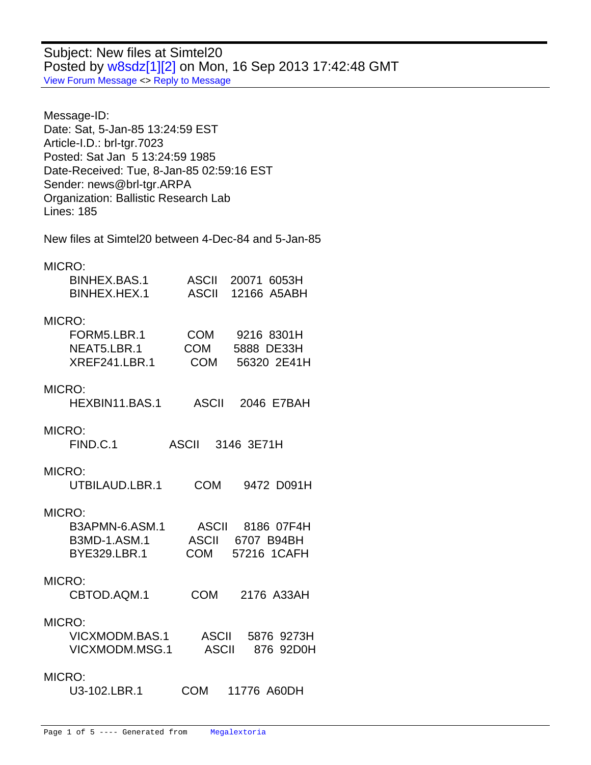Subject: New files at Simtel20
Posted by w8sdz[1][2] on Mon, 16 Sep 2013 17:42:48 GMT
View Forum Message <> Reply to Message

Message-ID:
Date: Sat, 5-Jan-85 13:24:59 EST
Article-I.D.: brl-tgr.7023
Posted: Sat Jan  5 13:24:59 1985
Date-Received: Tue, 8-Jan-85 02:59:16 EST
Sender: news@brl-tgr.ARPA
Organization: Ballistic Research Lab
Lines: 185

New files at Simtel20 between 4-Dec-84 and 5-Jan-85

```
MICRO:
   BINHEX.BAS.1        ASCII   20071  6053H
   BINHEX.HEX.1        ASCII   12166  A5ABH

MICRO:
   FORM5.LBR.1         COM      9216  8301H
   NEAT5.LBR.1         COM      5888  DE33H
   XREF241.LBR.1       COM     56320  2E41H

MICRO:
   HEXBIN11.BAS.1      ASCII    2046  E7BAH

MICRO:
   FIND.C.1            ASCII    3146  3E71H

MICRO:
   UTBILAUD.LBR.1      COM      9472  D091H

MICRO:
   B3APMN-6.ASM.1      ASCII    8186  07F4H
   B3MD-1.ASM.1        ASCII    6707  B94BH
   BYE329.LBR.1        COM     57216  1CAFH

MICRO:
   CBTOD.AQM.1         COM      2176  A33AH

MICRO:
   VICXMODM.BAS.1      ASCII    5876  9273H
   VICXMODM.MSG.1      ASCII     876  92D0H

MICRO:
   U3-102.LBR.1        COM     11776  A60DH
```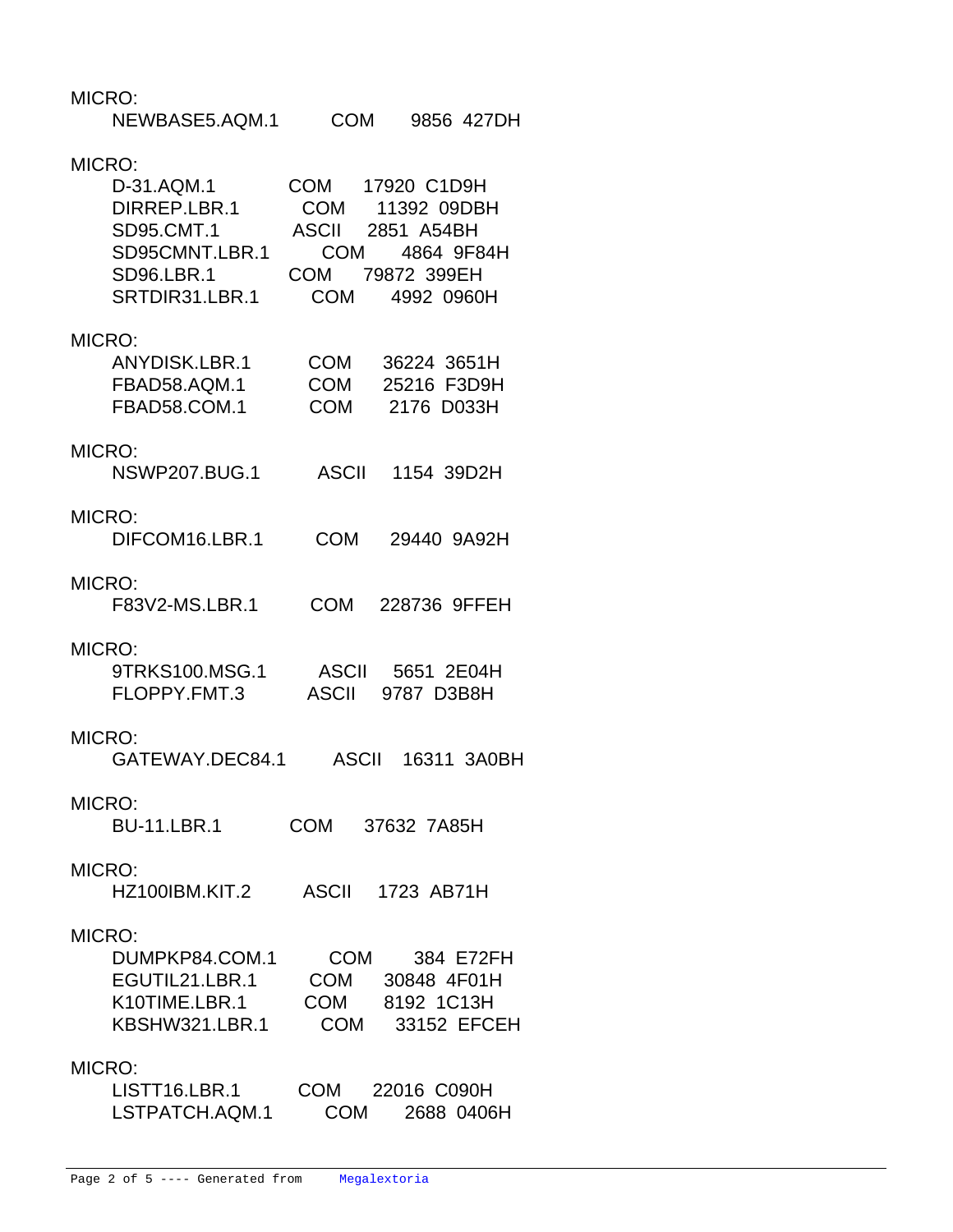MICRO:
    NEWBASE5.AQM.1    COM    9856  427DH

MICRO:
    D-31.AQM.1    COM    17920  C1D9H
    DIRREP.LBR.1    COM    11392  09DBH
    SD95.CMT.1    ASCII    2851  A54BH
    SD95CMNT.LBR.1    COM    4864  9F84H
    SD96.LBR.1    COM    79872  399EH
    SRTDIR31.LBR.1    COM    4992  0960H

MICRO:
    ANYDISK.LBR.1    COM    36224  3651H
    FBAD58.AQM.1    COM    25216  F3D9H
    FBAD58.COM.1    COM    2176  D033H

MICRO:
    NSWP207.BUG.1    ASCII    1154  39D2H

MICRO:
    DIFCOM16.LBR.1    COM    29440  9A92H

MICRO:
    F83V2-MS.LBR.1    COM    228736  9FFEH

MICRO:
    9TRKS100.MSG.1    ASCII    5651  2E04H
    FLOPPY.FMT.3    ASCII    9787  D3B8H

MICRO:
    GATEWAY.DEC84.1    ASCII    16311  3A0BH

MICRO:
    BU-11.LBR.1    COM    37632  7A85H

MICRO:
    HZ100IBM.KIT.2    ASCII    1723  AB71H

MICRO:
    DUMPKP84.COM.1    COM    384  E72FH
    EGUTIL21.LBR.1    COM    30848  4F01H
    K10TIME.LBR.1    COM    8192  1C13H
    KBSHW321.LBR.1    COM    33152  EFCEH

MICRO:
    LISTT16.LBR.1    COM    22016  C090H
    LSTPATCH.AQM.1    COM    2688  0406H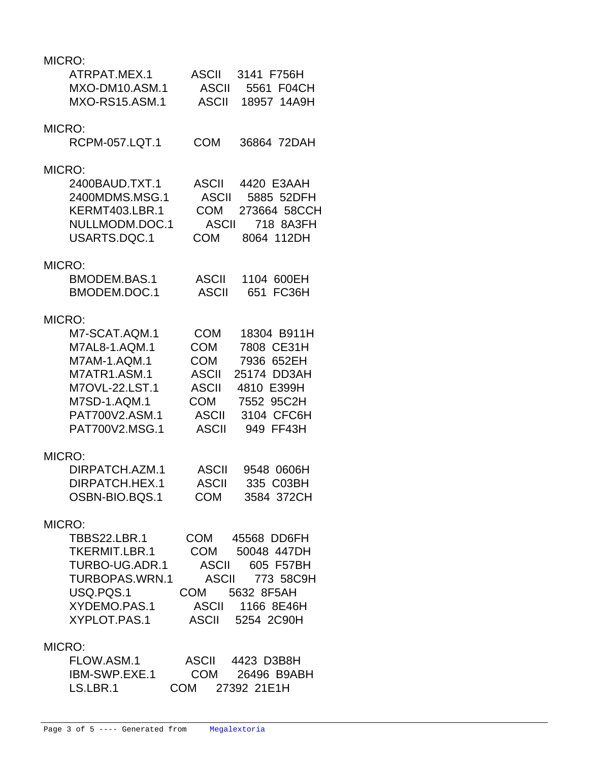MICRO:

```
ATRPAT.MEX.1      ASCII   3141  F756H
MXO-DM10.ASM.1    ASCII   5561  F04CH
MXO-RS15.ASM.1    ASCII  18957  14A9H
```

MICRO:

```
RCPM-057.LQT.1    COM    36864  72DAH
```

MICRO:

```
2400BAUD.TXT.1    ASCII   4420  E3AAH
2400MDMS.MSG.1    ASCII   5885  52DFH
KERMT403.LBR.1    COM   273664  58CCH
NULLMODM.DOC.1    ASCII    718  8A3FH
USARTS.DQC.1      COM     8064  112DH
```

MICRO:

```
BMODEM.BAS.1      ASCII   1104  600EH
BMODEM.DOC.1      ASCII    651  FC36H
```

MICRO:

```
M7-SCAT.AQM.1     COM    18304  B911H
M7AL8-1.AQM.1     COM     7808  CE31H
M7AM-1.AQM.1      COM     7936  652EH
M7ATR1.ASM.1      ASCII  25174  DD3AH
M7OVL-22.LST.1    ASCII   4810  E399H
M7SD-1.AQM.1      COM     7552  95C2H
PAT700V2.ASM.1    ASCII   3104  CFC6H
PAT700V2.MSG.1    ASCII    949  FF43H
```

MICRO:

```
DIRPATCH.AZM.1    ASCII   9548  0606H
DIRPATCH.HEX.1    ASCII    335  C03BH
OSBN-BIO.BQS.1    COM     3584  372CH
```

MICRO:

```
TBBS22.LBR.1      COM    45568  DD6FH
TKERMIT.LBR.1     COM    50048  447DH
TURBO-UG.ADR.1    ASCII    605  F57BH
TURBOPAS.WRN.1    ASCII    773  58C9H
USQ.PQS.1         COM     5632  8F5AH
XYDEMO.PAS.1      ASCII   1166  8E46H
XYPLOT.PAS.1      ASCII   5254  2C90H
```

MICRO:

```
FLOW.ASM.1        ASCII   4423  D3B8H
IBM-SWP.EXE.1     COM    26496  B9ABH
LS.LBR.1          COM    27392  21E1H
```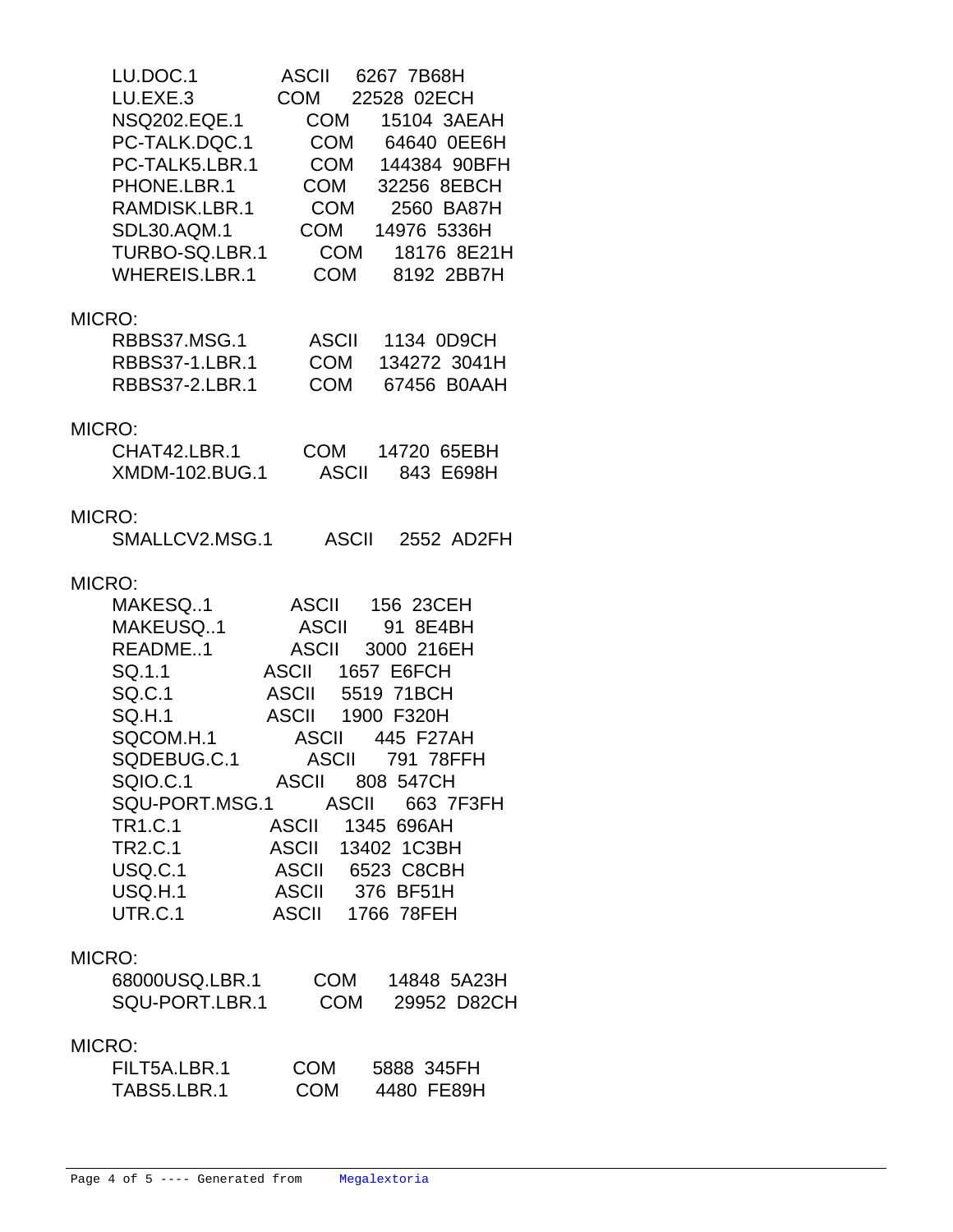```
LU.DOC.1          ASCII   6267  7B68H
LU.EXE.3          COM    22528  02ECH
NSQ202.EQE.1      COM    15104  3AEAH
PC-TALK.DQC.1     COM    64640  0EE6H
PC-TALK5.LBR.1    COM   144384  90BFH
PHONE.LBR.1       COM    32256  8EBCH
RAMDISK.LBR.1     COM     2560  BA87H
SDL30.AQM.1       COM    14976  5336H
TURBO-SQ.LBR.1    COM    18176  8E21H
WHEREIS.LBR.1     COM     8192  2BB7H
```

MICRO:

```
RBBS37.MSG.1      ASCII   1134  0D9CH
RBBS37-1.LBR.1    COM   134272  3041H
RBBS37-2.LBR.1    COM    67456  B0AAH
```

MICRO:

```
CHAT42.LBR.1      COM    14720  65EBH
XMDM-102.BUG.1    ASCII    843  E698H
```

MICRO:

```
SMALLCV2.MSG.1    ASCII   2552  AD2FH
```

MICRO:

```
MAKESQ..1         ASCII    156  23CEH
MAKEUSQ..1        ASCII     91  8E4BH
README..1         ASCII   3000  216EH
SQ.1.1            ASCII   1657  E6FCH
SQ.C.1            ASCII   5519  71BCH
SQ.H.1            ASCII   1900  F320H
SQCOM.H.1         ASCII    445  F27AH
SQDEBUG.C.1       ASCII    791  78FFH
SQIO.C.1          ASCII    808  547CH
SQU-PORT.MSG.1    ASCII    663  7F3FH
TR1.C.1           ASCII   1345  696AH
TR2.C.1           ASCII  13402  1C3BH
USQ.C.1           ASCII   6523  C8CBH
USQ.H.1           ASCII    376  BF51H
UTR.C.1           ASCII   1766  78FEH
```

MICRO:

```
68000USQ.LBR.1    COM    14848  5A23H
SQU-PORT.LBR.1    COM    29952  D82CH
```

MICRO:

```
FILT5A.LBR.1      COM     5888  345FH
TABS5.LBR.1       COM     4480  FE89H
```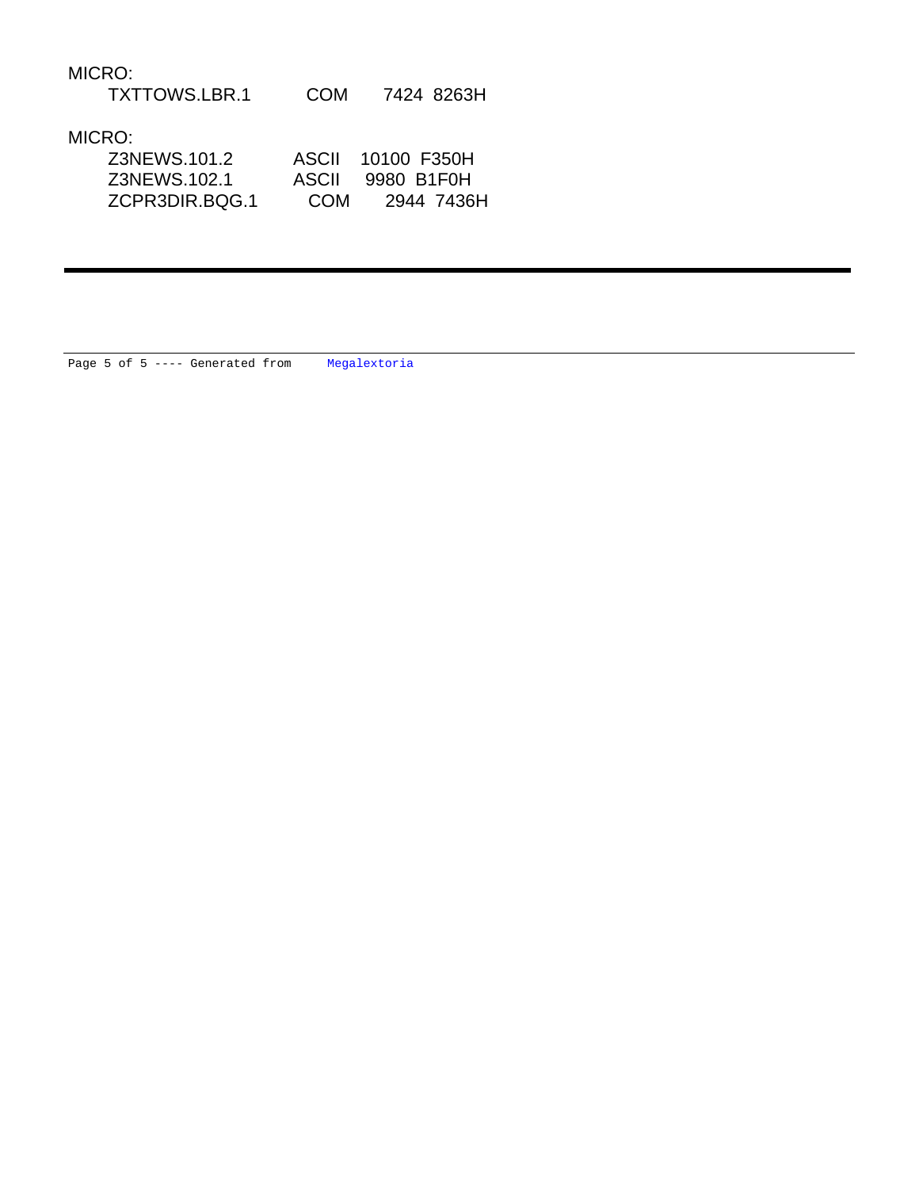MICRO:

| | | | |
|---|---|---|---|
| TXTTOWS.LBR.1 | COM | 7424 | 8263H |

MICRO:

| | | | |
|---|---|---|---|
| Z3NEWS.101.2 | ASCII | 10100 | F350H |
| Z3NEWS.102.1 | ASCII | 9980 | B1F0H |
| ZCPR3DIR.BQG.1 | COM | 2944 | 7436H |

---